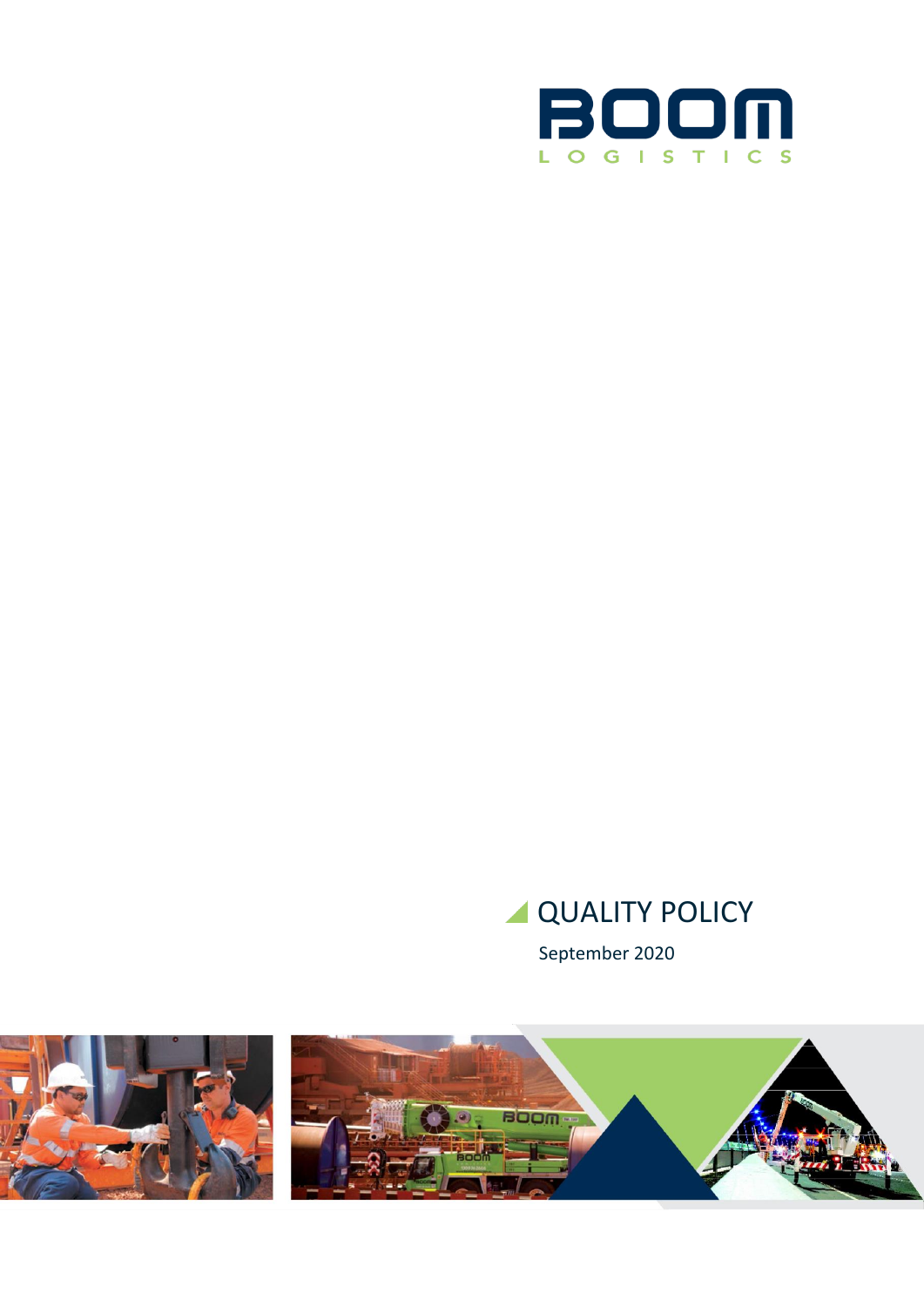BOOM

LOGISTICS

# QUALITY POLICY

September 2020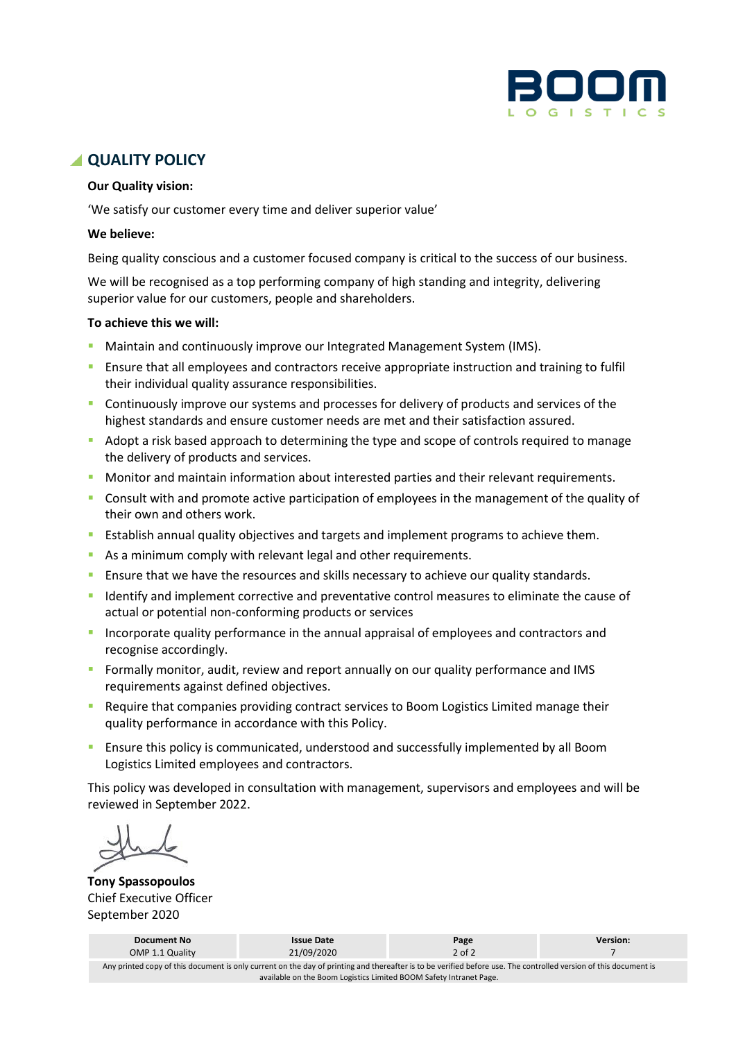## QUALITY POLICY

**Our Quality vision:**

'We satisfy our customer every time and deliver superior value'

**We believe:**

Being quality conscious and a customer focused company is critical to the success of our business.

We will be recognised as a top performing company of high standing and integrity, delivering superior value for our customers, people and shareholders.

**To achieve this we will:**

- Maintain and continuously improve our Integrated Management System (IMS).
- Ensure that all employees and contractors receive appropriate instruction and training to fulfil their individual quality assurance responsibilities.
- Continuously improve our systems and processes for delivery of products and services of the highest standards and ensure customer needs are met and their satisfaction assured.
- Adopt a risk based approach to determining the type and scope of controls required to manage the delivery of products and services.
- Monitor and maintain information about interested parties and their relevant requirements.
- Consult with and promote active participation of employees in the management of the quality of their own and others work.
- Establish annual quality objectives and targets and implement programs to achieve them.
- As a minimum comply with relevant legal and other requirements.
- Ensure that we have the resources and skills necessary to achieve our quality standards.
- Identify and implement corrective and preventative control measures to eliminate the cause of actual or potential non-conforming products or services
- Incorporate quality performance in the annual appraisal of employees and contractors and recognise accordingly.
- Formally monitor, audit, review and report annually on our quality performance and IMS requirements against defined objectives.
- Require that companies providing contract services to Boom Logistics Limited manage their quality performance in accordance with this Policy.
- Ensure this policy is communicated, understood and successfully implemented by all Boom Logistics Limited employees and contractors.

This policy was developed in consultation with management, supervisors and employees and will be reviewed in September 2022.

**Tony Spassopoulos**
Chief Executive Officer
September 2020

| Document No | Issue Date | Page | Version: |
|---|---|---|---|
| OMP 1.1 Quality | 21/09/2020 | 2 of 2 | 7 |

Any printed copy of this document is only current on the day of printing and thereafter is to be verified before use. The controlled version of this document is available on the Boom Logistics Limited BOOM Safety Intranet Page.